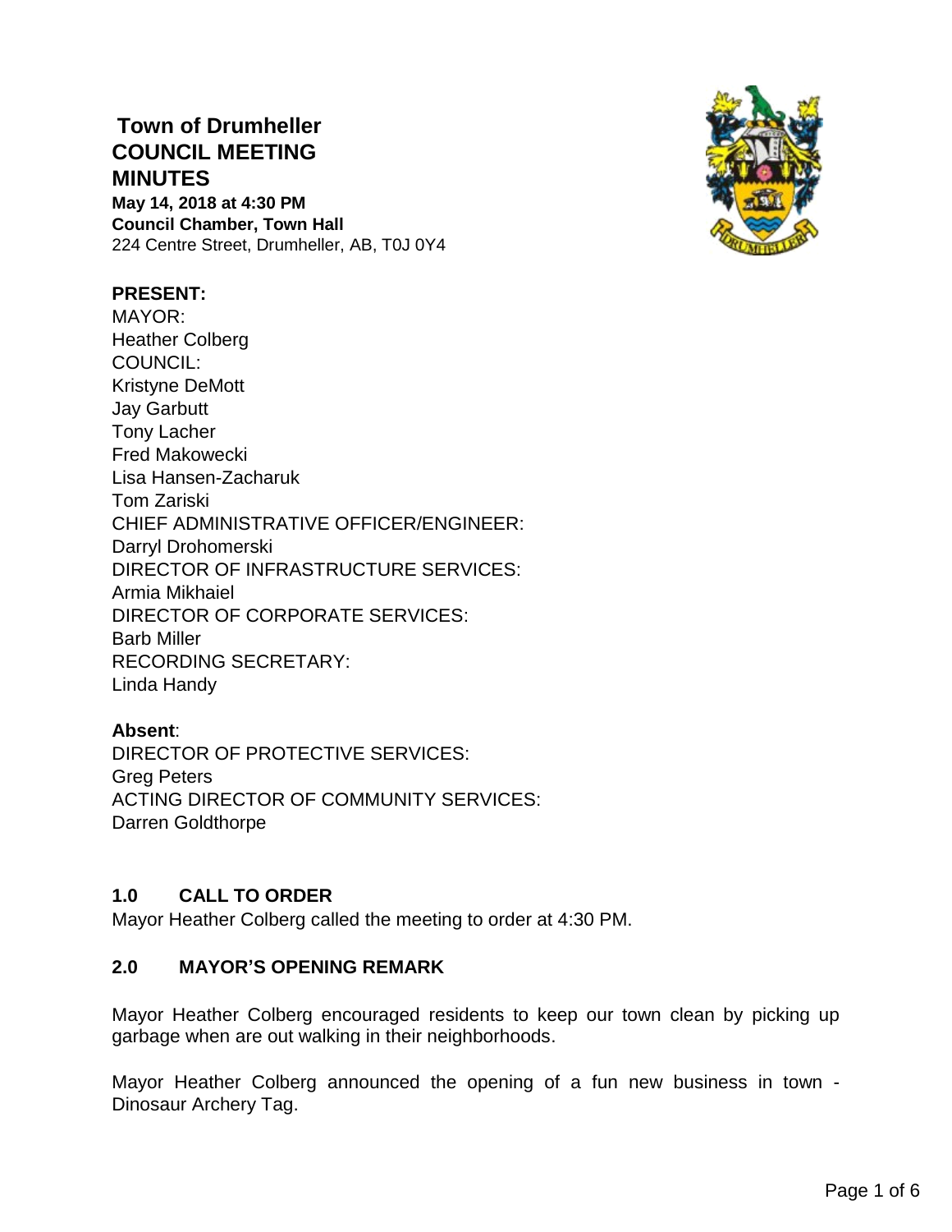# Town of Drumheller COUNCIL MEETING MINUTES

**May 14, 2018 at 4:30 PM**
**Council Chamber, Town Hall**
224 Centre Street, Drumheller, AB, T0J 0Y4

**PRESENT:**
MAYOR:
Heather Colberg
COUNCIL:
Kristyne DeMott
Jay Garbutt
Tony Lacher
Fred Makowecki
Lisa Hansen-Zacharuk
Tom Zariski
CHIEF ADMINISTRATIVE OFFICER/ENGINEER:
Darryl Drohomerski
DIRECTOR OF INFRASTRUCTURE SERVICES:
Armia Mikhaiel
DIRECTOR OF CORPORATE SERVICES:
Barb Miller
RECORDING SECRETARY:
Linda Handy

**Absent**:
DIRECTOR OF PROTECTIVE SERVICES:
Greg Peters
ACTING DIRECTOR OF COMMUNITY SERVICES:
Darren Goldthorpe

## 1.0 CALL TO ORDER

Mayor Heather Colberg called the meeting to order at 4:30 PM.

## 2.0 MAYOR'S OPENING REMARK

Mayor Heather Colberg encouraged residents to keep our town clean by picking up garbage when are out walking in their neighborhoods.

Mayor Heather Colberg announced the opening of a fun new business in town - Dinosaur Archery Tag.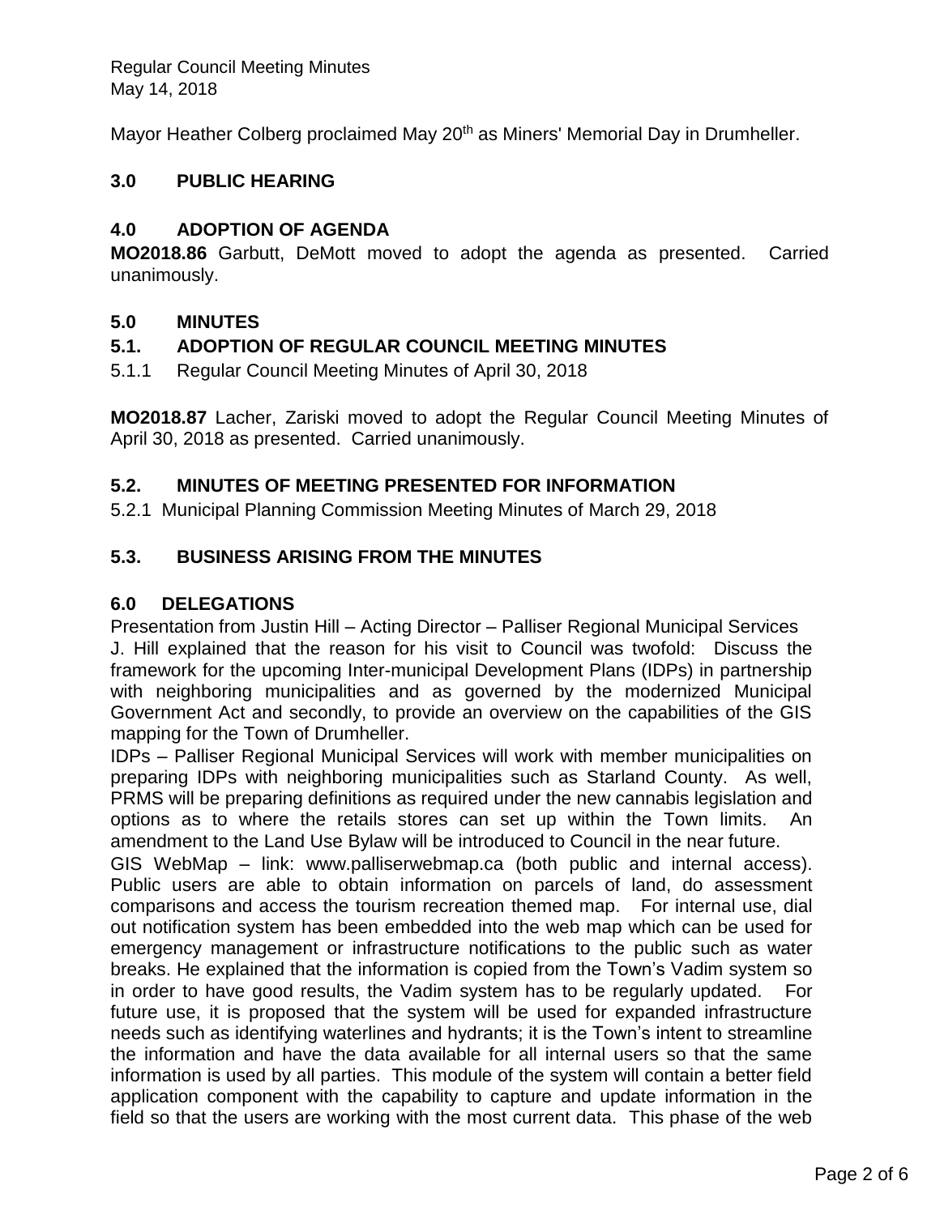Mayor Heather Colberg proclaimed May 20th as Miners' Memorial Day in Drumheller.

## 3.0 PUBLIC HEARING

## 4.0 ADOPTION OF AGENDA

**MO2018.86** Garbutt, DeMott moved to adopt the agenda as presented. Carried unanimously.

## 5.0 MINUTES

### 5.1. ADOPTION OF REGULAR COUNCIL MEETING MINUTES

5.1.1 Regular Council Meeting Minutes of April 30, 2018

**MO2018.87** Lacher, Zariski moved to adopt the Regular Council Meeting Minutes of April 30, 2018 as presented. Carried unanimously.

### 5.2. MINUTES OF MEETING PRESENTED FOR INFORMATION

5.2.1 Municipal Planning Commission Meeting Minutes of March 29, 2018

### 5.3. BUSINESS ARISING FROM THE MINUTES

## 6.0 DELEGATIONS

Presentation from Justin Hill – Acting Director – Palliser Regional Municipal Services

J. Hill explained that the reason for his visit to Council was twofold: Discuss the framework for the upcoming Inter-municipal Development Plans (IDPs) in partnership with neighboring municipalities and as governed by the modernized Municipal Government Act and secondly, to provide an overview on the capabilities of the GIS mapping for the Town of Drumheller.

IDPs – Palliser Regional Municipal Services will work with member municipalities on preparing IDPs with neighboring municipalities such as Starland County. As well, PRMS will be preparing definitions as required under the new cannabis legislation and options as to where the retails stores can set up within the Town limits. An amendment to the Land Use Bylaw will be introduced to Council in the near future.

GIS WebMap – link: www.palliserwebmap.ca (both public and internal access). Public users are able to obtain information on parcels of land, do assessment comparisons and access the tourism recreation themed map. For internal use, dial out notification system has been embedded into the web map which can be used for emergency management or infrastructure notifications to the public such as water breaks. He explained that the information is copied from the Town's Vadim system so in order to have good results, the Vadim system has to be regularly updated. For future use, it is proposed that the system will be used for expanded infrastructure needs such as identifying waterlines and hydrants; it is the Town's intent to streamline the information and have the data available for all internal users so that the same information is used by all parties. This module of the system will contain a better field application component with the capability to capture and update information in the field so that the users are working with the most current data. This phase of the web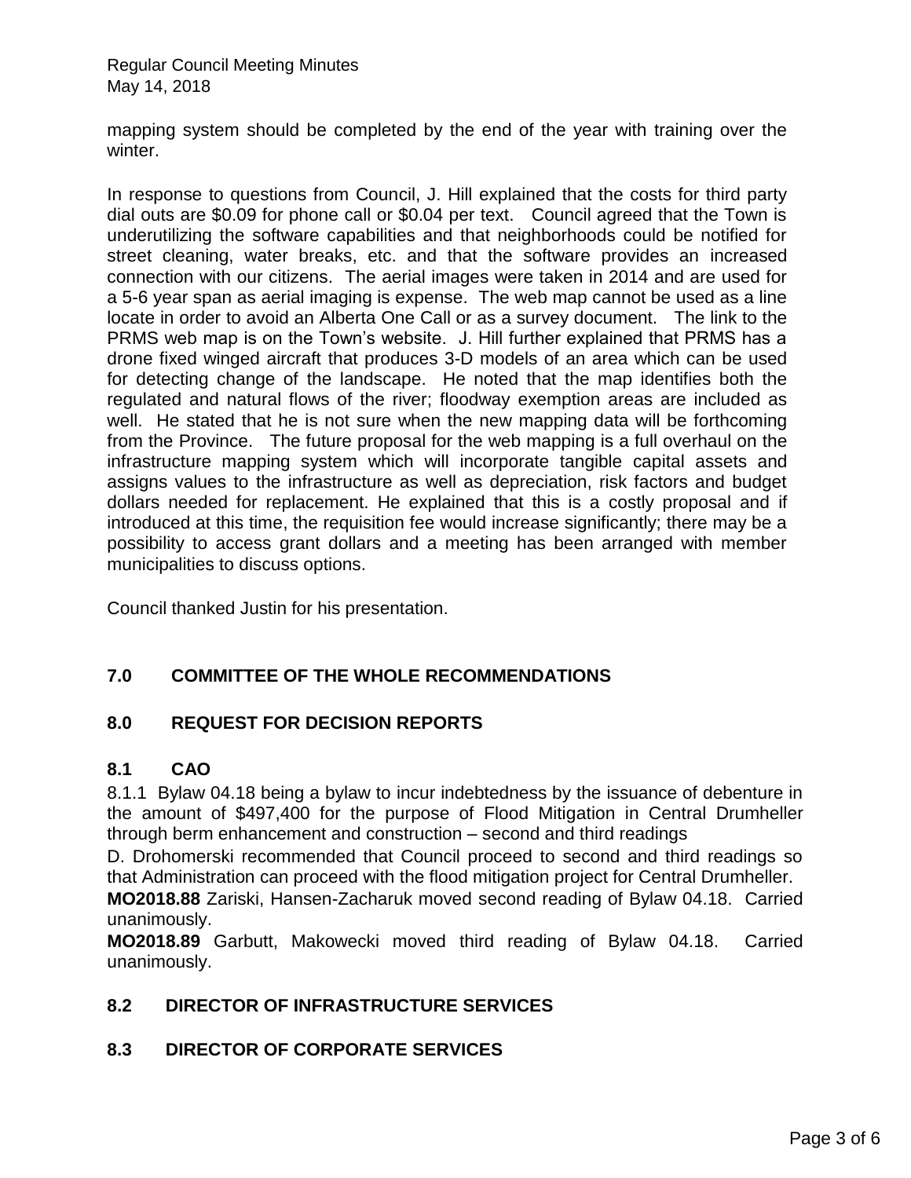mapping system should be completed by the end of the year with training over the winter.

In response to questions from Council, J. Hill explained that the costs for third party dial outs are $0.09 for phone call or $0.04 per text. Council agreed that the Town is underutilizing the software capabilities and that neighborhoods could be notified for street cleaning, water breaks, etc. and that the software provides an increased connection with our citizens. The aerial images were taken in 2014 and are used for a 5-6 year span as aerial imaging is expense. The web map cannot be used as a line locate in order to avoid an Alberta One Call or as a survey document. The link to the PRMS web map is on the Town's website. J. Hill further explained that PRMS has a drone fixed winged aircraft that produces 3-D models of an area which can be used for detecting change of the landscape. He noted that the map identifies both the regulated and natural flows of the river; floodway exemption areas are included as well. He stated that he is not sure when the new mapping data will be forthcoming from the Province. The future proposal for the web mapping is a full overhaul on the infrastructure mapping system which will incorporate tangible capital assets and assigns values to the infrastructure as well as depreciation, risk factors and budget dollars needed for replacement. He explained that this is a costly proposal and if introduced at this time, the requisition fee would increase significantly; there may be a possibility to access grant dollars and a meeting has been arranged with member municipalities to discuss options.

Council thanked Justin for his presentation.

## 7.0 COMMITTEE OF THE WHOLE RECOMMENDATIONS

## 8.0 REQUEST FOR DECISION REPORTS

### 8.1 CAO

8.1.1 Bylaw 04.18 being a bylaw to incur indebtedness by the issuance of debenture in the amount of $497,400 for the purpose of Flood Mitigation in Central Drumheller through berm enhancement and construction – second and third readings

D. Drohomerski recommended that Council proceed to second and third readings so that Administration can proceed with the flood mitigation project for Central Drumheller.

**MO2018.88** Zariski, Hansen-Zacharuk moved second reading of Bylaw 04.18. Carried unanimously.

**MO2018.89** Garbutt, Makowecki moved third reading of Bylaw 04.18. Carried unanimously.

### 8.2 DIRECTOR OF INFRASTRUCTURE SERVICES

### 8.3 DIRECTOR OF CORPORATE SERVICES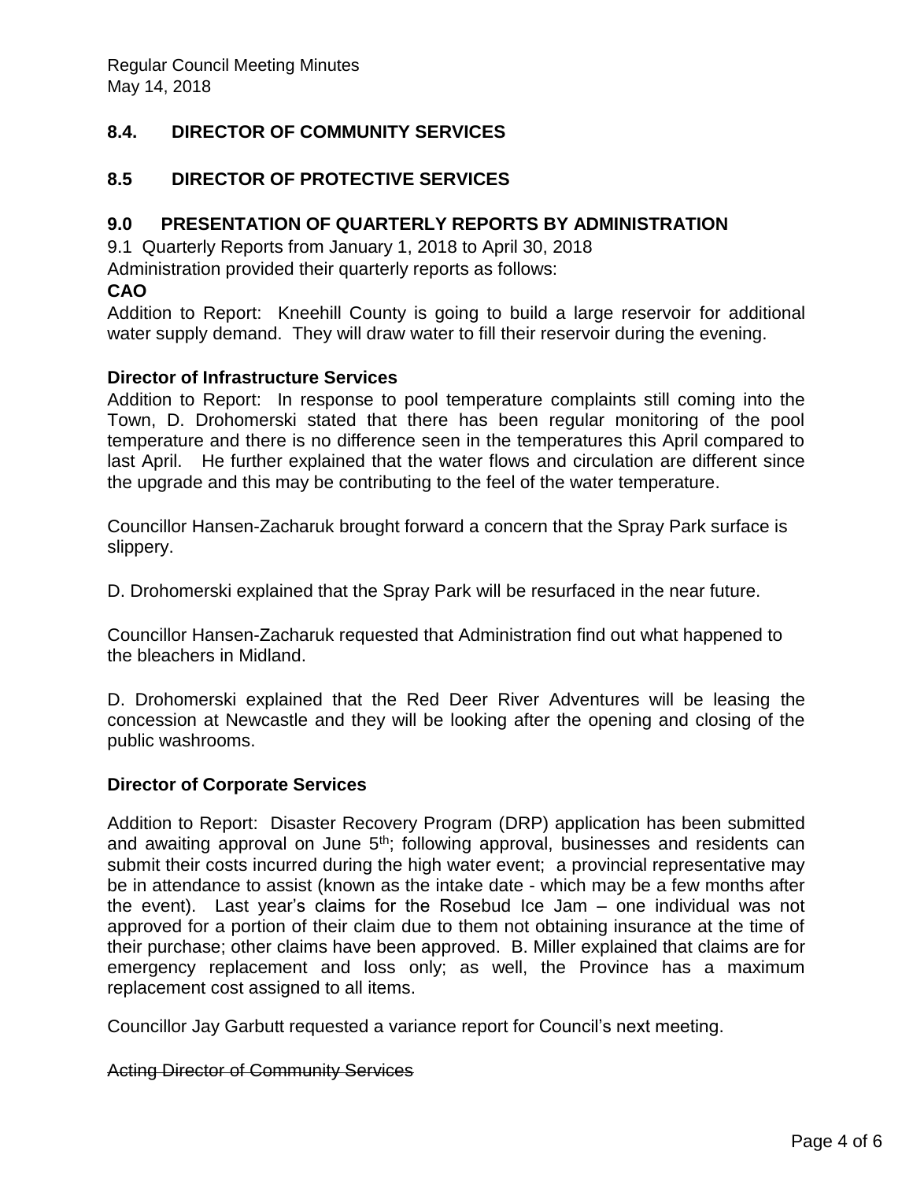## 8.4. DIRECTOR OF COMMUNITY SERVICES

## 8.5 DIRECTOR OF PROTECTIVE SERVICES

## 9.0 PRESENTATION OF QUARTERLY REPORTS BY ADMINISTRATION

9.1 Quarterly Reports from January 1, 2018 to April 30, 2018

Administration provided their quarterly reports as follows:

**CAO**

Addition to Report: Kneehill County is going to build a large reservoir for additional water supply demand. They will draw water to fill their reservoir during the evening.

**Director of Infrastructure Services**

Addition to Report: In response to pool temperature complaints still coming into the Town, D. Drohomerski stated that there has been regular monitoring of the pool temperature and there is no difference seen in the temperatures this April compared to last April. He further explained that the water flows and circulation are different since the upgrade and this may be contributing to the feel of the water temperature.

Councillor Hansen-Zacharuk brought forward a concern that the Spray Park surface is slippery.

D. Drohomerski explained that the Spray Park will be resurfaced in the near future.

Councillor Hansen-Zacharuk requested that Administration find out what happened to the bleachers in Midland.

D. Drohomerski explained that the Red Deer River Adventures will be leasing the concession at Newcastle and they will be looking after the opening and closing of the public washrooms.

**Director of Corporate Services**

Addition to Report: Disaster Recovery Program (DRP) application has been submitted and awaiting approval on June 5th; following approval, businesses and residents can submit their costs incurred during the high water event; a provincial representative may be in attendance to assist (known as the intake date - which may be a few months after the event). Last year's claims for the Rosebud Ice Jam – one individual was not approved for a portion of their claim due to them not obtaining insurance at the time of their purchase; other claims have been approved. B. Miller explained that claims are for emergency replacement and loss only; as well, the Province has a maximum replacement cost assigned to all items.

Councillor Jay Garbutt requested a variance report for Council's next meeting.

~~Acting Director of Community Services~~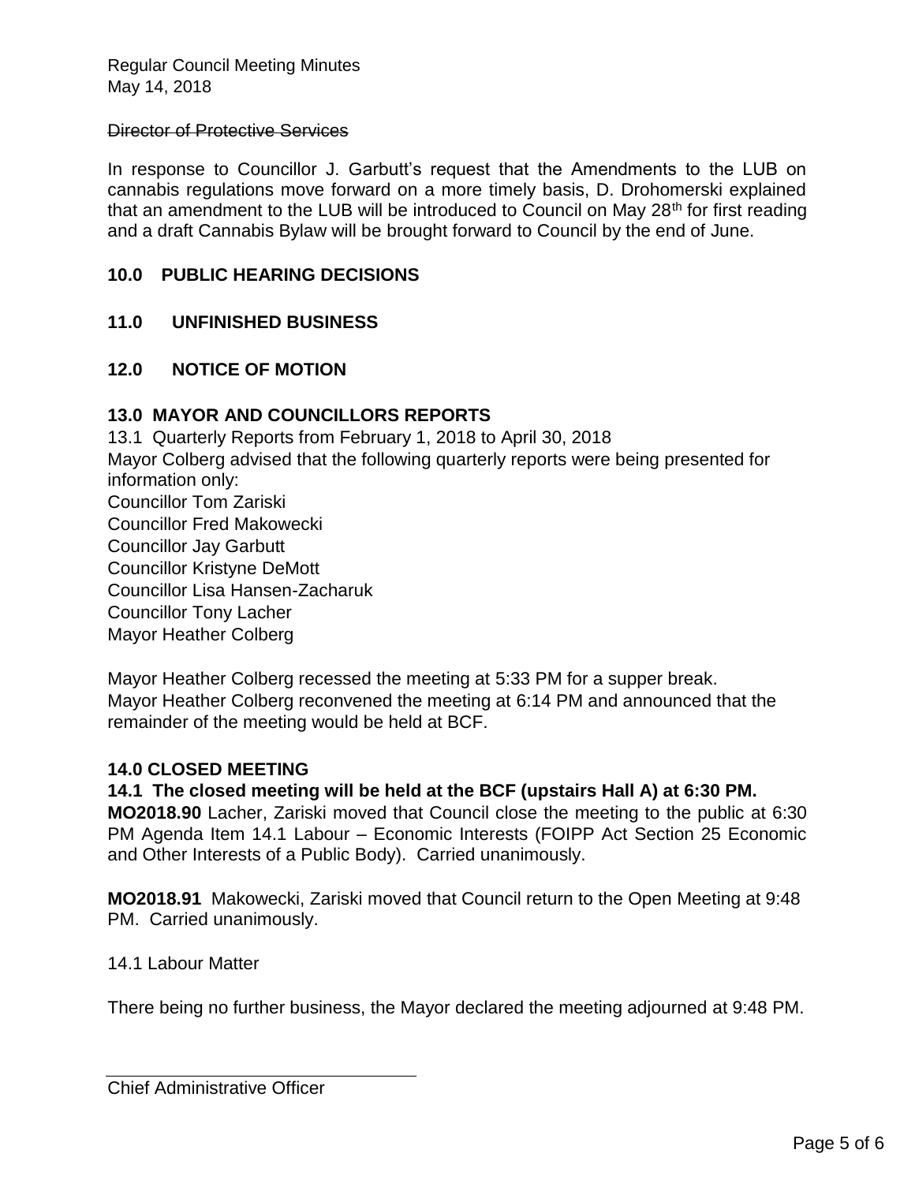~~Director of Protective Services~~

In response to Councillor J. Garbutt's request that the Amendments to the LUB on cannabis regulations move forward on a more timely basis, D. Drohomerski explained that an amendment to the LUB will be introduced to Council on May 28th for first reading and a draft Cannabis Bylaw will be brought forward to Council by the end of June.

## 10.0 PUBLIC HEARING DECISIONS

## 11.0 UNFINISHED BUSINESS

## 12.0 NOTICE OF MOTION

## 13.0 MAYOR AND COUNCILLORS REPORTS

13.1 Quarterly Reports from February 1, 2018 to April 30, 2018

Mayor Colberg advised that the following quarterly reports were being presented for information only:

Councillor Tom Zariski
Councillor Fred Makowecki
Councillor Jay Garbutt
Councillor Kristyne DeMott
Councillor Lisa Hansen-Zacharuk
Councillor Tony Lacher
Mayor Heather Colberg

Mayor Heather Colberg recessed the meeting at 5:33 PM for a supper break.
Mayor Heather Colberg reconvened the meeting at 6:14 PM and announced that the remainder of the meeting would be held at BCF.

## 14.0 CLOSED MEETING

**14.1 The closed meeting will be held at the BCF (upstairs Hall A) at 6:30 PM.**

**MO2018.90** Lacher, Zariski moved that Council close the meeting to the public at 6:30 PM Agenda Item 14.1 Labour – Economic Interests (FOIPP Act Section 25 Economic and Other Interests of a Public Body). Carried unanimously.

**MO2018.91** Makowecki, Zariski moved that Council return to the Open Meeting at 9:48 PM. Carried unanimously.

14.1 Labour Matter

There being no further business, the Mayor declared the meeting adjourned at 9:48 PM.

Chief Administrative Officer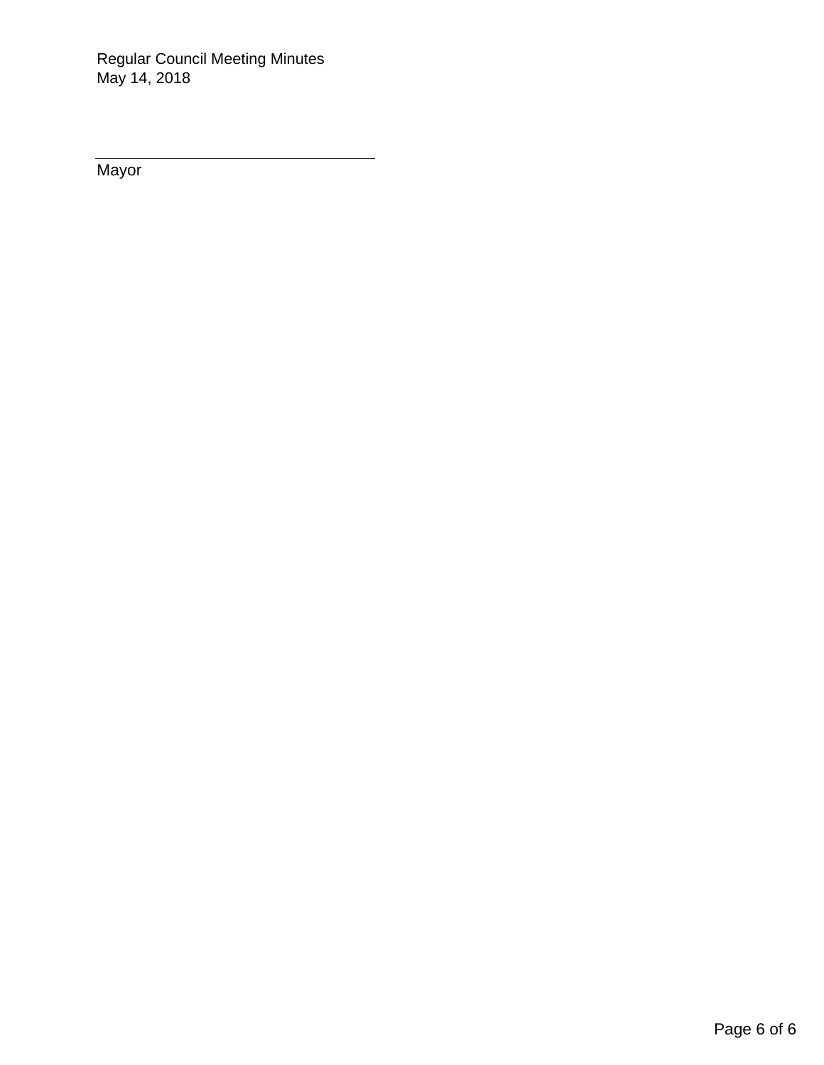Regular Council Meeting Minutes
May 14, 2018

\_\_\_\_\_\_\_\_\_\_\_\_\_\_\_\_\_\_\_\_\_\_\_\_\_\_\_\_\_\_\_\_\_\_\_\_
Mayor